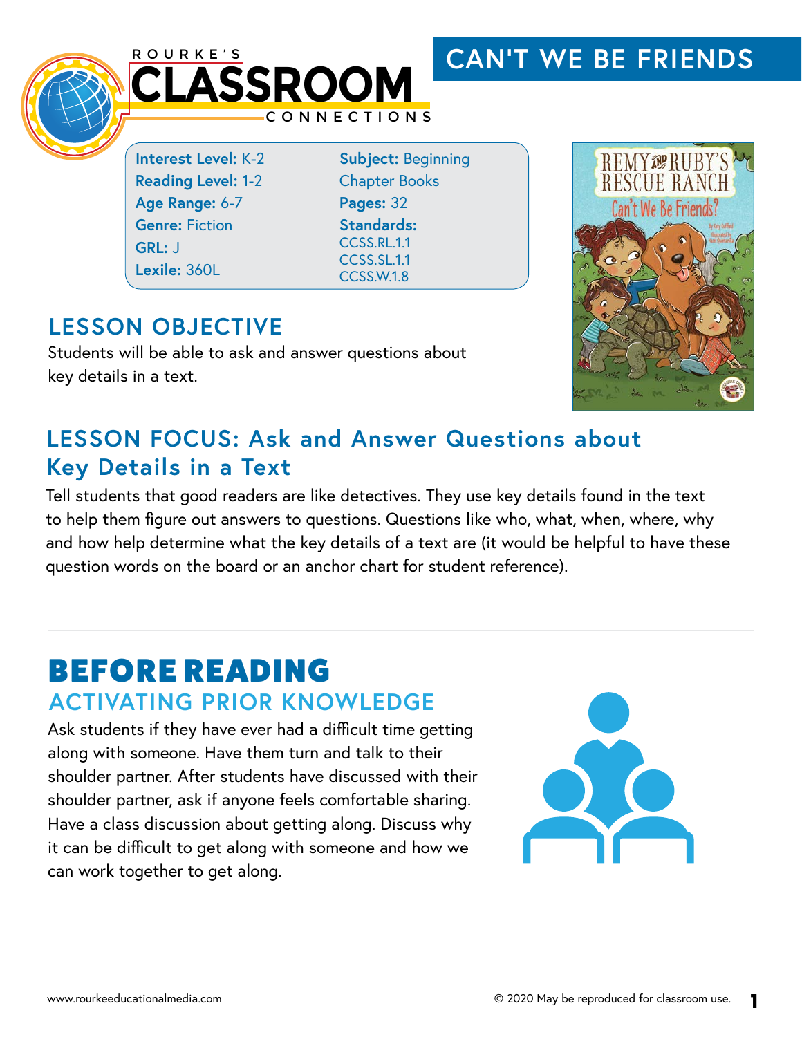ROURKE'S **CLASSROOM** CONNECTIONS

# CAN'T WE BE FRIENDS

**Interest Level:** K-2
**Reading Level:** 1-2
**Age Range:** 6-7
**Genre:** Fiction
**GRL:** J
**Lexile:** 360L

**Subject:** Beginning Chapter Books
**Pages:** 32
**Standards:**
CCSS.RL.1.1
CCSS.SL.1.1
CCSS.W.1.8

## LESSON OBJECTIVE

Students will be able to ask and answer questions about key details in a text.

## LESSON FOCUS: Ask and Answer Questions about Key Details in a Text

Tell students that good readers are like detectives. They use key details found in the text to help them figure out answers to questions. Questions like who, what, when, where, why and how help determine what the key details of a text are (it would be helpful to have these question words on the board or an anchor chart for student reference).

# BEFORE READING

## ACTIVATING PRIOR KNOWLEDGE

Ask students if they have ever had a difficult time getting along with someone. Have them turn and talk to their shoulder partner. After students have discussed with their shoulder partner, ask if anyone feels comfortable sharing. Have a class discussion about getting along. Discuss why it can be difficult to get along with someone and how we can work together to get along.

www.rourkeeducationalmedia.com

© 2020 May be reproduced for classroom use.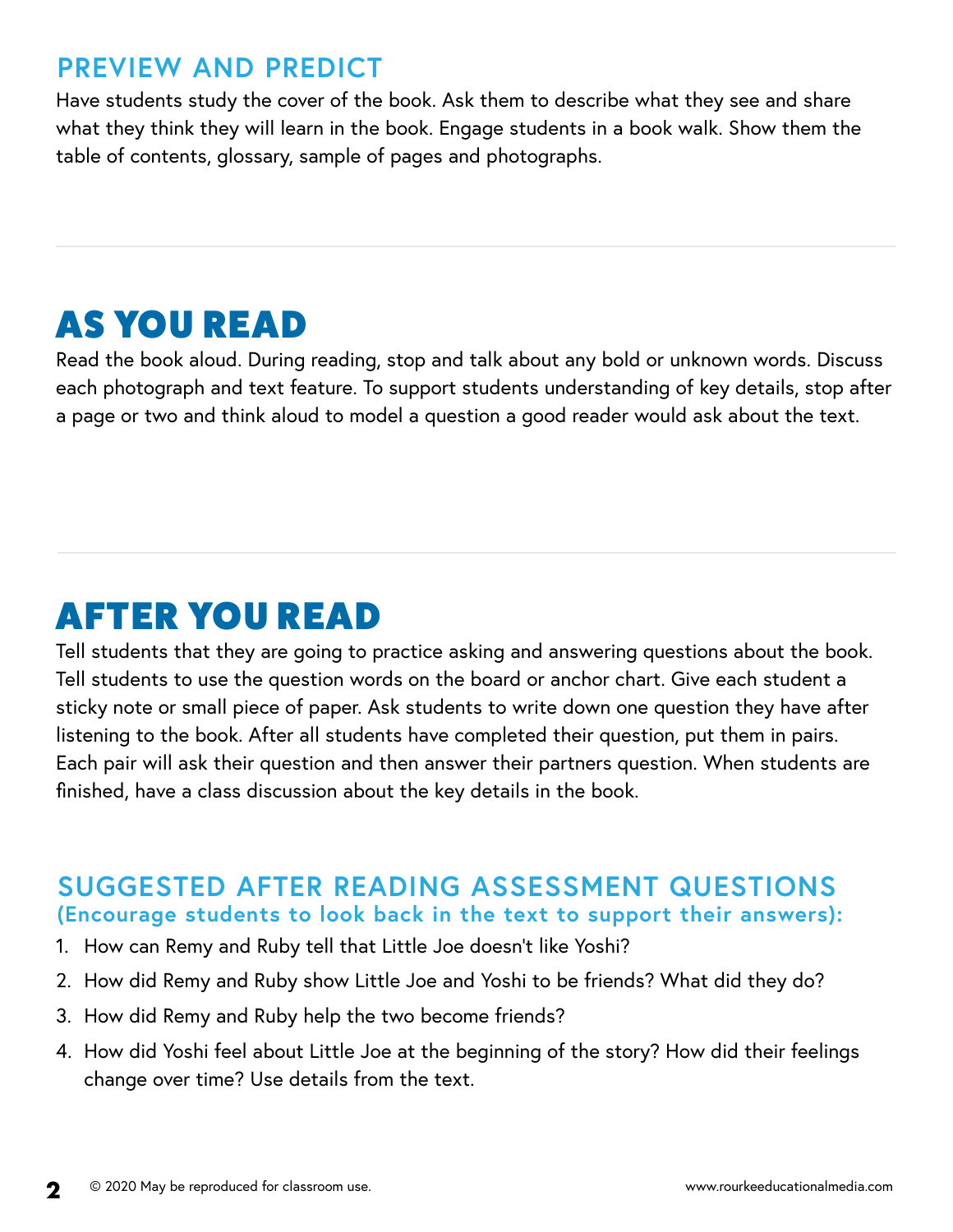## PREVIEW AND PREDICT

Have students study the cover of the book. Ask them to describe what they see and share what they think they will learn in the book. Engage students in a book walk. Show them the table of contents, glossary, sample of pages and photographs.

# AS YOU READ

Read the book aloud. During reading, stop and talk about any bold or unknown words. Discuss each photograph and text feature. To support students understanding of key details, stop after a page or two and think aloud to model a question a good reader would ask about the text.

# AFTER YOU READ

Tell students that they are going to practice asking and answering questions about the book. Tell students to use the question words on the board or anchor chart. Give each student a sticky note or small piece of paper. Ask students to write down one question they have after listening to the book. After all students have completed their question, put them in pairs. Each pair will ask their question and then answer their partners question. When students are finished, have a class discussion about the key details in the book.

## SUGGESTED AFTER READING ASSESSMENT QUESTIONS

**(Encourage students to look back in the text to support their answers):**

1. How can Remy and Ruby tell that Little Joe doesn't like Yoshi?
2. How did Remy and Ruby show Little Joe and Yoshi to be friends? What did they do?
3. How did Remy and Ruby help the two become friends?
4. How did Yoshi feel about Little Joe at the beginning of the story? How did their feelings change over time? Use details from the text.

© 2020 May be reproduced for classroom use.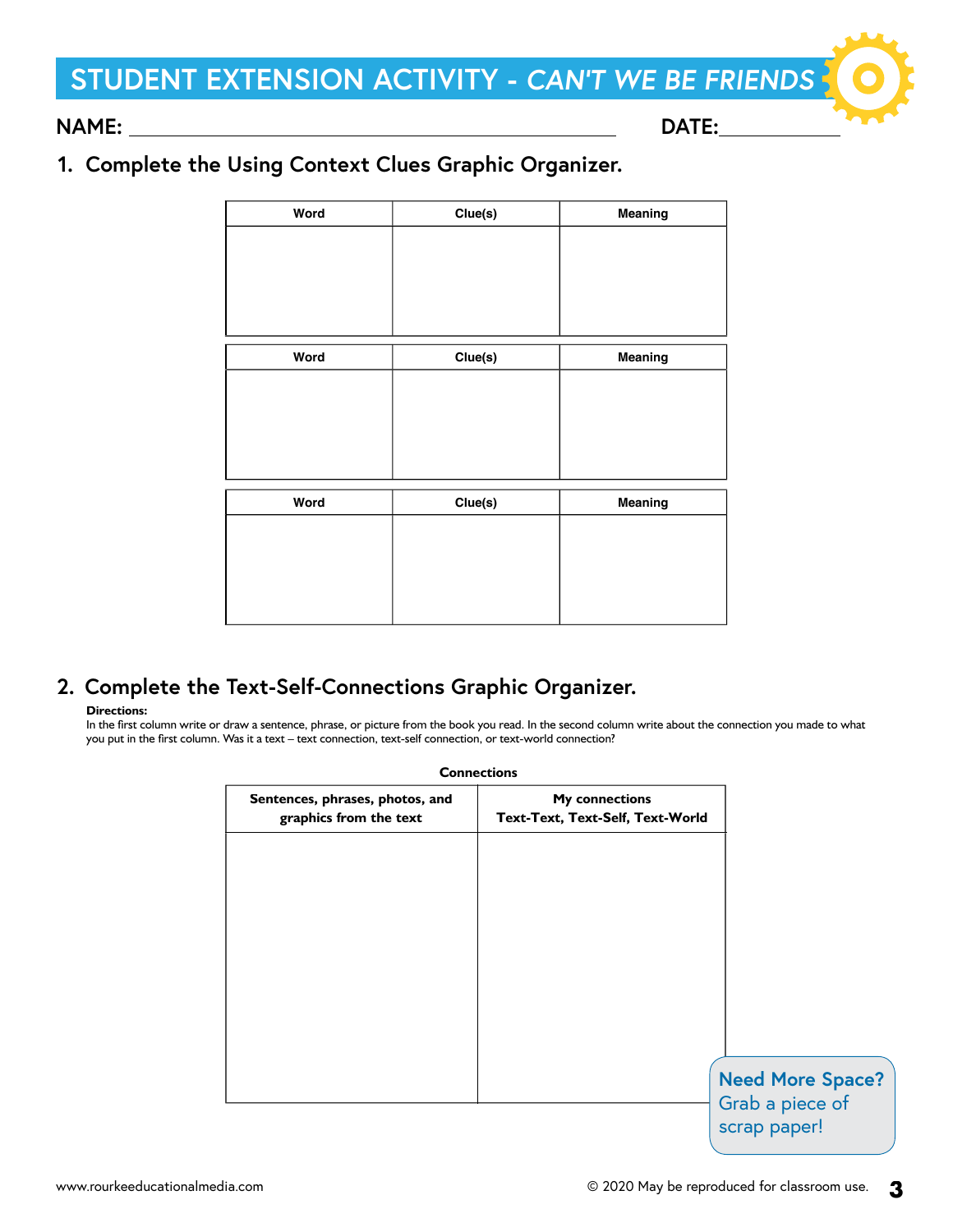# STUDENT EXTENSION ACTIVITY - *CAN'T WE BE FRIENDS*

**NAME:** ______________________________ **DATE:** ____________

## 1. Complete the Using Context Clues Graphic Organizer.

| Word | Clue(s) | Meaning |
|---|---|---|
| | | |

| Word | Clue(s) | Meaning |
|---|---|---|
| | | |

| Word | Clue(s) | Meaning |
|---|---|---|
| | | |

## 2. Complete the Text-Self-Connections Graphic Organizer.

**Directions:**
In the first column write or draw a sentence, phrase, or picture from the book you read. In the second column write about the connection you made to what you put in the first column. Was it a text – text connection, text-self connection, or text-world connection?

**Connections**

| Sentences, phrases, photos, and graphics from the text | My connections Text-Text, Text-Self, Text-World |
|---|---|
| | |

**Need More Space?** Grab a piece of scrap paper!

www.rourkeeducationalmedia.com

© 2020 May be reproduced for classroom use.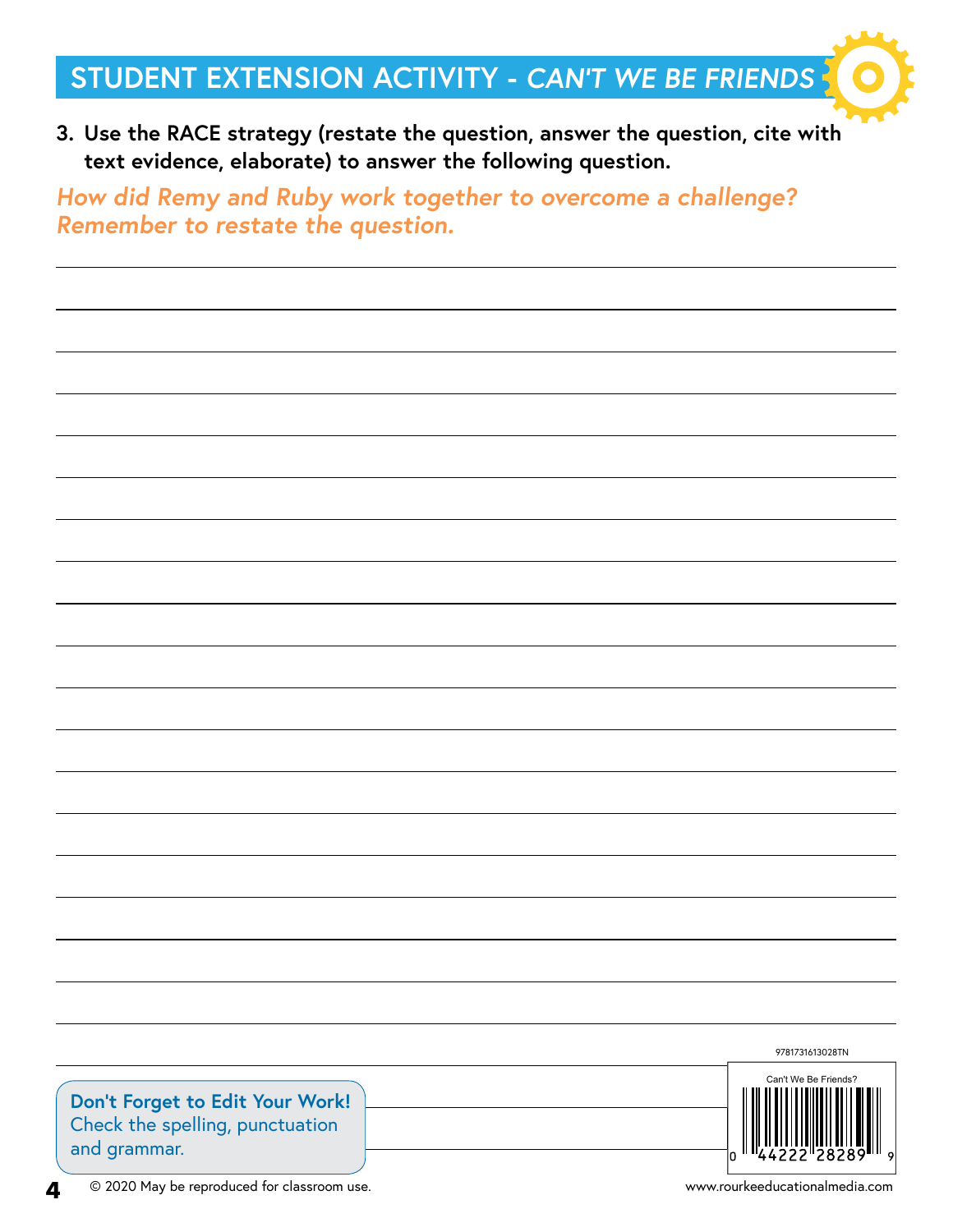## STUDENT EXTENSION ACTIVITY - *CAN'T WE BE FRIENDS*

**3. Use the RACE strategy (restate the question, answer the question, cite with text evidence, elaborate) to answer the following question.**

*How did Remy and Ruby work together to overcome a challenge? Remember to restate the question.*

**Don't Forget to Edit Your Work!**
Check the spelling, punctuation and grammar.

9781731613028TN

Can't We Be Friends?

0 44222 28289 9

© 2020 May be reproduced for classroom use.

www.rourkeeducationalmedia.com